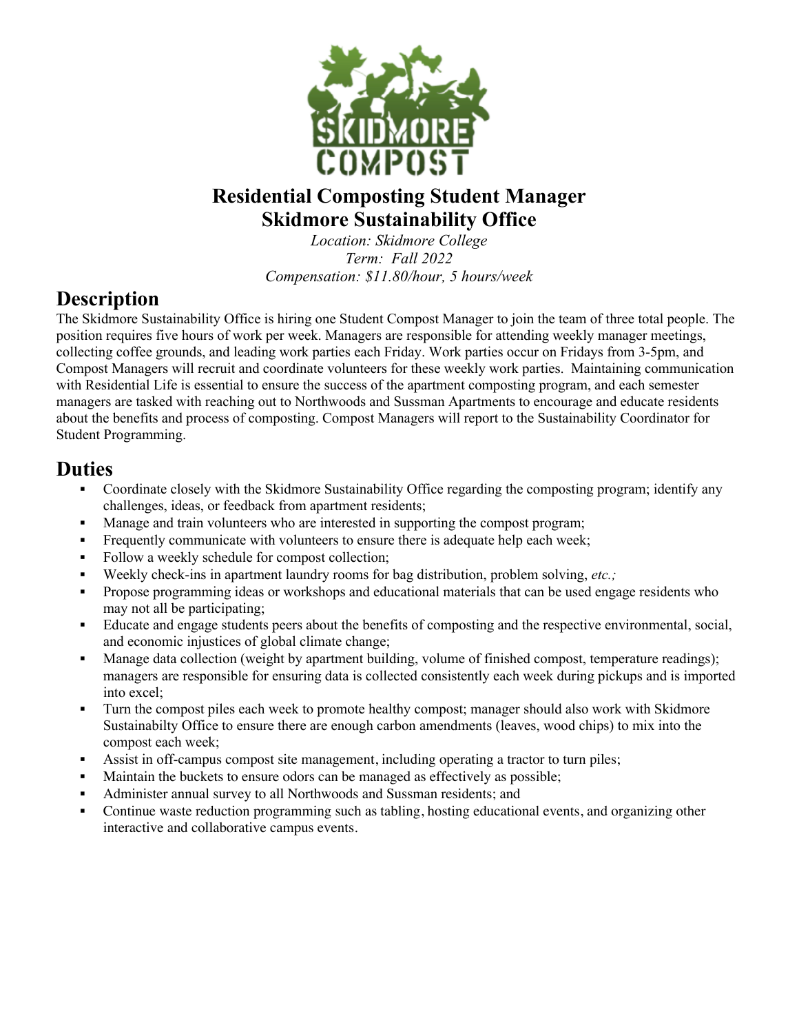# Residential Composting Student Manager
# Skidmore Sustainability Office

*Location: Skidmore College*
*Term: Fall 2022*
*Compensation: $11.80/hour, 5 hours/week*

## Description

The Skidmore Sustainability Office is hiring one Student Compost Manager to join the team of three total people. The position requires five hours of work per week. Managers are responsible for attending weekly manager meetings, collecting coffee grounds, and leading work parties each Friday. Work parties occur on Fridays from 3-5pm, and Compost Managers will recruit and coordinate volunteers for these weekly work parties. Maintaining communication with Residential Life is essential to ensure the success of the apartment composting program, and each semester managers are tasked with reaching out to Northwoods and Sussman Apartments to encourage and educate residents about the benefits and process of composting. Compost Managers will report to the Sustainability Coordinator for Student Programming.

## Duties

- Coordinate closely with the Skidmore Sustainability Office regarding the composting program; identify any challenges, ideas, or feedback from apartment residents;
- Manage and train volunteers who are interested in supporting the compost program;
- Frequently communicate with volunteers to ensure there is adequate help each week;
- Follow a weekly schedule for compost collection;
- Weekly check-ins in apartment laundry rooms for bag distribution, problem solving, *etc.;*
- Propose programming ideas or workshops and educational materials that can be used engage residents who may not all be participating;
- Educate and engage students peers about the benefits of composting and the respective environmental, social, and economic injustices of global climate change;
- Manage data collection (weight by apartment building, volume of finished compost, temperature readings); managers are responsible for ensuring data is collected consistently each week during pickups and is imported into excel;
- Turn the compost piles each week to promote healthy compost; manager should also work with Skidmore Sustainabilty Office to ensure there are enough carbon amendments (leaves, wood chips) to mix into the compost each week;
- Assist in off-campus compost site management, including operating a tractor to turn piles;
- Maintain the buckets to ensure odors can be managed as effectively as possible;
- Administer annual survey to all Northwoods and Sussman residents; and
- Continue waste reduction programming such as tabling, hosting educational events, and organizing other interactive and collaborative campus events.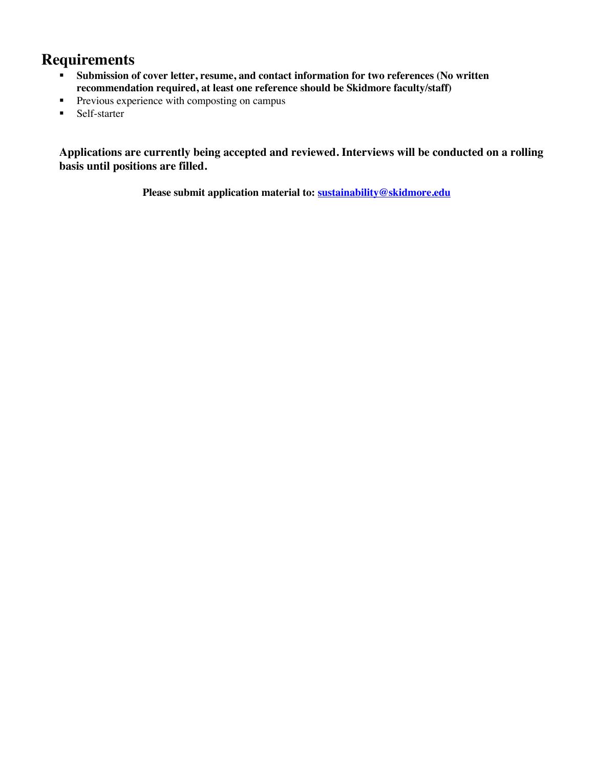## Requirements

- **Submission of cover letter, resume, and contact information for two references (No written recommendation required, at least one reference should be Skidmore faculty/staff)**
- Previous experience with composting on campus
- Self-starter

**Applications are currently being accepted and reviewed. Interviews will be conducted on a rolling basis until positions are filled.**

**Please submit application material to: [sustainability@skidmore.edu](mailto:sustainability@skidmore.edu)**